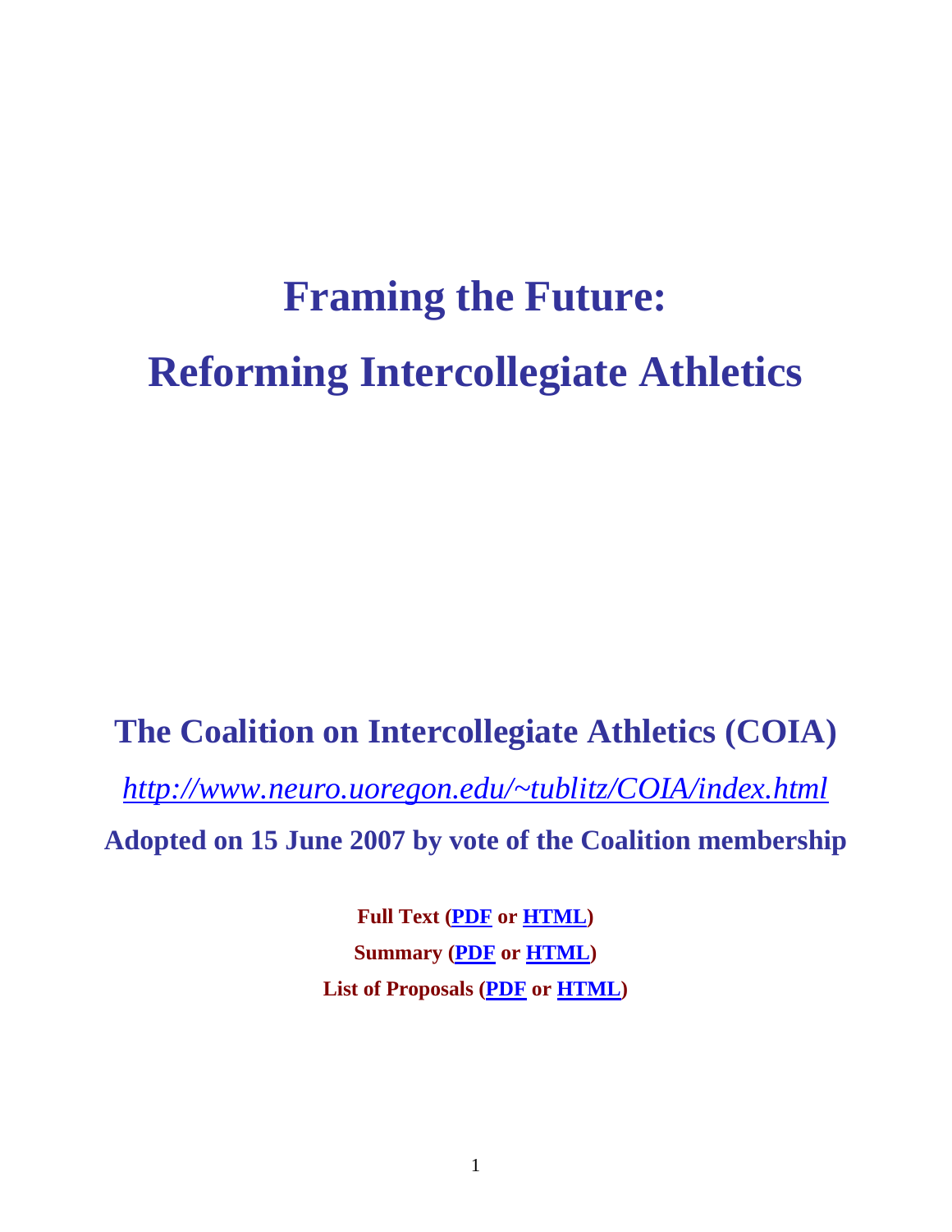# Framing the Future:

# Reforming Intercollegiate Athletics

## The Coalition on Intercollegiate Athletics (COIA)

*http://www.neuro.uoregon.edu/~tublitz/COIA/index.html*

**Adopted on 15 June 2007 by vote of the Coalition membership**

**Full Text (PDF or HTML)**

**Summary (PDF or HTML)**

**List of Proposals (PDF or HTML)**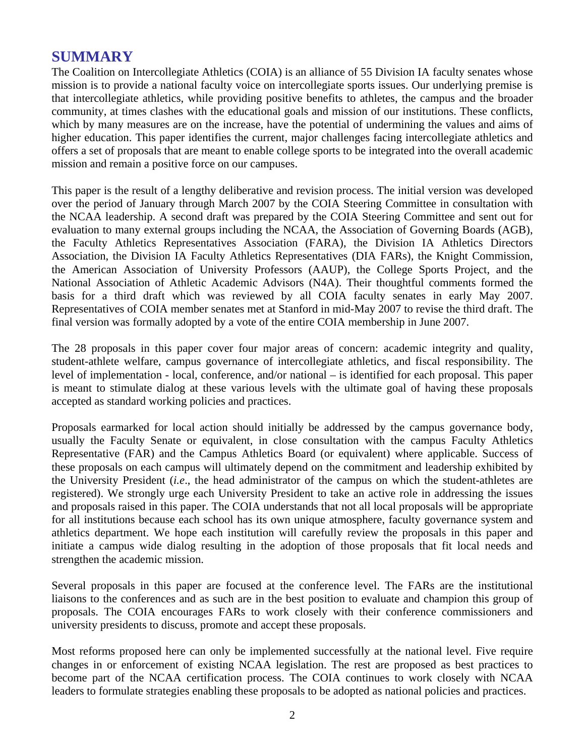# SUMMARY

The Coalition on Intercollegiate Athletics (COIA) is an alliance of 55 Division IA faculty senates whose mission is to provide a national faculty voice on intercollegiate sports issues. Our underlying premise is that intercollegiate athletics, while providing positive benefits to athletes, the campus and the broader community, at times clashes with the educational goals and mission of our institutions. These conflicts, which by many measures are on the increase, have the potential of undermining the values and aims of higher education. This paper identifies the current, major challenges facing intercollegiate athletics and offers a set of proposals that are meant to enable college sports to be integrated into the overall academic mission and remain a positive force on our campuses.

This paper is the result of a lengthy deliberative and revision process. The initial version was developed over the period of January through March 2007 by the COIA Steering Committee in consultation with the NCAA leadership. A second draft was prepared by the COIA Steering Committee and sent out for evaluation to many external groups including the NCAA, the Association of Governing Boards (AGB), the Faculty Athletics Representatives Association (FARA), the Division IA Athletics Directors Association, the Division IA Faculty Athletics Representatives (DIA FARs), the Knight Commission, the American Association of University Professors (AAUP), the College Sports Project, and the National Association of Athletic Academic Advisors (N4A). Their thoughtful comments formed the basis for a third draft which was reviewed by all COIA faculty senates in early May 2007. Representatives of COIA member senates met at Stanford in mid-May 2007 to revise the third draft. The final version was formally adopted by a vote of the entire COIA membership in June 2007.

The 28 proposals in this paper cover four major areas of concern: academic integrity and quality, student-athlete welfare, campus governance of intercollegiate athletics, and fiscal responsibility. The level of implementation - local, conference, and/or national – is identified for each proposal. This paper is meant to stimulate dialog at these various levels with the ultimate goal of having these proposals accepted as standard working policies and practices.

Proposals earmarked for local action should initially be addressed by the campus governance body, usually the Faculty Senate or equivalent, in close consultation with the campus Faculty Athletics Representative (FAR) and the Campus Athletics Board (or equivalent) where applicable. Success of these proposals on each campus will ultimately depend on the commitment and leadership exhibited by the University President (*i.e*., the head administrator of the campus on which the student-athletes are registered). We strongly urge each University President to take an active role in addressing the issues and proposals raised in this paper. The COIA understands that not all local proposals will be appropriate for all institutions because each school has its own unique atmosphere, faculty governance system and athletics department. We hope each institution will carefully review the proposals in this paper and initiate a campus wide dialog resulting in the adoption of those proposals that fit local needs and strengthen the academic mission.

Several proposals in this paper are focused at the conference level. The FARs are the institutional liaisons to the conferences and as such are in the best position to evaluate and champion this group of proposals. The COIA encourages FARs to work closely with their conference commissioners and university presidents to discuss, promote and accept these proposals.

Most reforms proposed here can only be implemented successfully at the national level. Five require changes in or enforcement of existing NCAA legislation. The rest are proposed as best practices to become part of the NCAA certification process. The COIA continues to work closely with NCAA leaders to formulate strategies enabling these proposals to be adopted as national policies and practices.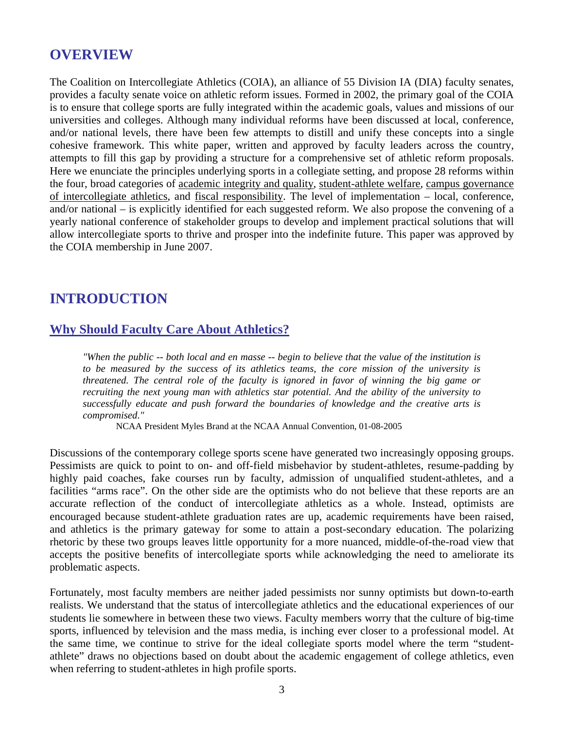# OVERVIEW

The Coalition on Intercollegiate Athletics (COIA), an alliance of 55 Division IA (DIA) faculty senates, provides a faculty senate voice on athletic reform issues. Formed in 2002, the primary goal of the COIA is to ensure that college sports are fully integrated within the academic goals, values and missions of our universities and colleges. Although many individual reforms have been discussed at local, conference, and/or national levels, there have been few attempts to distill and unify these concepts into a single cohesive framework. This white paper, written and approved by faculty leaders across the country, attempts to fill this gap by providing a structure for a comprehensive set of athletic reform proposals. Here we enunciate the principles underlying sports in a collegiate setting, and propose 28 reforms within the four, broad categories of academic integrity and quality, student-athlete welfare, campus governance of intercollegiate athletics, and fiscal responsibility. The level of implementation – local, conference, and/or national – is explicitly identified for each suggested reform. We also propose the convening of a yearly national conference of stakeholder groups to develop and implement practical solutions that will allow intercollegiate sports to thrive and prosper into the indefinite future. This paper was approved by the COIA membership in June 2007.

# INTRODUCTION

## Why Should Faculty Care About Athletics?

> *"When the public -- both local and en masse -- begin to believe that the value of the institution is to be measured by the success of its athletics teams, the core mission of the university is threatened. The central role of the faculty is ignored in favor of winning the big game or recruiting the next young man with athletics star potential. And the ability of the university to successfully educate and push forward the boundaries of knowledge and the creative arts is compromised."*
>
> NCAA President Myles Brand at the NCAA Annual Convention, 01-08-2005

Discussions of the contemporary college sports scene have generated two increasingly opposing groups. Pessimists are quick to point to on- and off-field misbehavior by student-athletes, resume-padding by highly paid coaches, fake courses run by faculty, admission of unqualified student-athletes, and a facilities "arms race". On the other side are the optimists who do not believe that these reports are an accurate reflection of the conduct of intercollegiate athletics as a whole. Instead, optimists are encouraged because student-athlete graduation rates are up, academic requirements have been raised, and athletics is the primary gateway for some to attain a post-secondary education. The polarizing rhetoric by these two groups leaves little opportunity for a more nuanced, middle-of-the-road view that accepts the positive benefits of intercollegiate sports while acknowledging the need to ameliorate its problematic aspects.

Fortunately, most faculty members are neither jaded pessimists nor sunny optimists but down-to-earth realists. We understand that the status of intercollegiate athletics and the educational experiences of our students lie somewhere in between these two views. Faculty members worry that the culture of big-time sports, influenced by television and the mass media, is inching ever closer to a professional model. At the same time, we continue to strive for the ideal collegiate sports model where the term "student-athlete" draws no objections based on doubt about the academic engagement of college athletics, even when referring to student-athletes in high profile sports.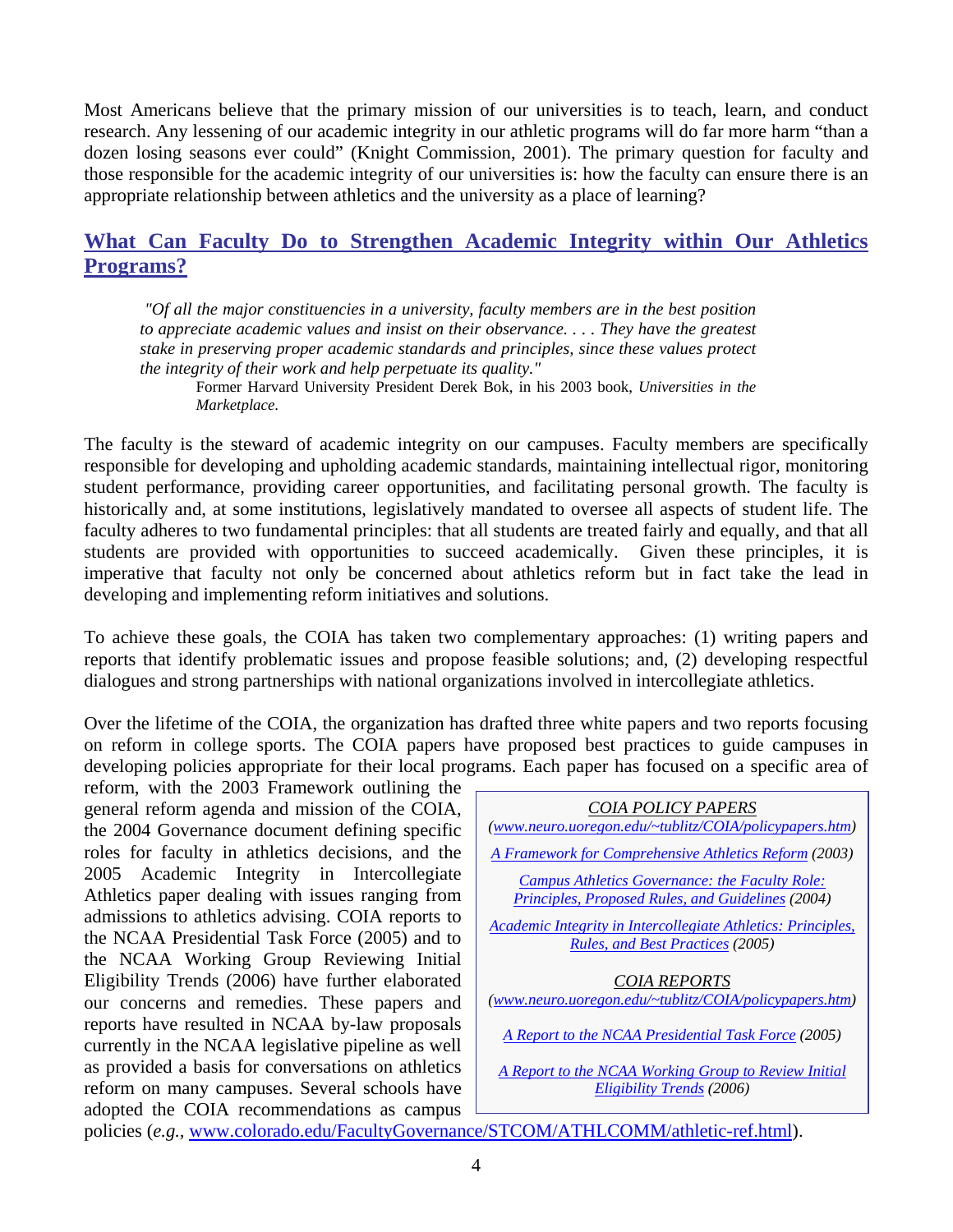Most Americans believe that the primary mission of our universities is to teach, learn, and conduct research. Any lessening of our academic integrity in our athletic programs will do far more harm "than a dozen losing seasons ever could" (Knight Commission, 2001). The primary question for faculty and those responsible for the academic integrity of our universities is: how the faculty can ensure there is an appropriate relationship between athletics and the university as a place of learning?

## What Can Faculty Do to Strengthen Academic Integrity within Our Athletics Programs?

> *"Of all the major constituencies in a university, faculty members are in the best position to appreciate academic values and insist on their observance. . . . They have the greatest stake in preserving proper academic standards and principles, since these values protect the integrity of their work and help perpetuate its quality."*
>
> Former Harvard University President Derek Bok, in his 2003 book, *Universities in the Marketplace.*

The faculty is the steward of academic integrity on our campuses. Faculty members are specifically responsible for developing and upholding academic standards, maintaining intellectual rigor, monitoring student performance, providing career opportunities, and facilitating personal growth. The faculty is historically and, at some institutions, legislatively mandated to oversee all aspects of student life. The faculty adheres to two fundamental principles: that all students are treated fairly and equally, and that all students are provided with opportunities to succeed academically. Given these principles, it is imperative that faculty not only be concerned about athletics reform but in fact take the lead in developing and implementing reform initiatives and solutions.

To achieve these goals, the COIA has taken two complementary approaches: (1) writing papers and reports that identify problematic issues and propose feasible solutions; and, (2) developing respectful dialogues and strong partnerships with national organizations involved in intercollegiate athletics.

Over the lifetime of the COIA, the organization has drafted three white papers and two reports focusing on reform in college sports. The COIA papers have proposed best practices to guide campuses in developing policies appropriate for their local programs. Each paper has focused on a specific area of reform, with the 2003 Framework outlining the general reform agenda and mission of the COIA, the 2004 Governance document defining specific roles for faculty in athletics decisions, and the 2005 Academic Integrity in Intercollegiate Athletics paper dealing with issues ranging from admissions to athletics advising. COIA reports to the NCAA Presidential Task Force (2005) and to the NCAA Working Group Reviewing Initial Eligibility Trends (2006) have further elaborated our concerns and remedies. These papers and reports have resulted in NCAA by-law proposals currently in the NCAA legislative pipeline as well as provided a basis for conversations on athletics reform on many campuses. Several schools have adopted the COIA recommendations as campus policies (*e.g.*, www.colorado.edu/FacultyGovernance/STCOM/ATHLCOMM/athletic-ref.html).

> *COIA POLICY PAPERS*
> *(www.neuro.uoregon.edu/~tublitz/COIA/policypapers.htm)*
>
> *A Framework for Comprehensive Athletics Reform (2003)*
>
> *Campus Athletics Governance: the Faculty Role: Principles, Proposed Rules, and Guidelines (2004)*
>
> *Academic Integrity in Intercollegiate Athletics: Principles, Rules, and Best Practices (2005)*
>
> *COIA REPORTS*
> *(www.neuro.uoregon.edu/~tublitz/COIA/policypapers.htm)*
>
> *A Report to the NCAA Presidential Task Force (2005)*
>
> *A Report to the NCAA Working Group to Review Initial Eligibility Trends (2006)*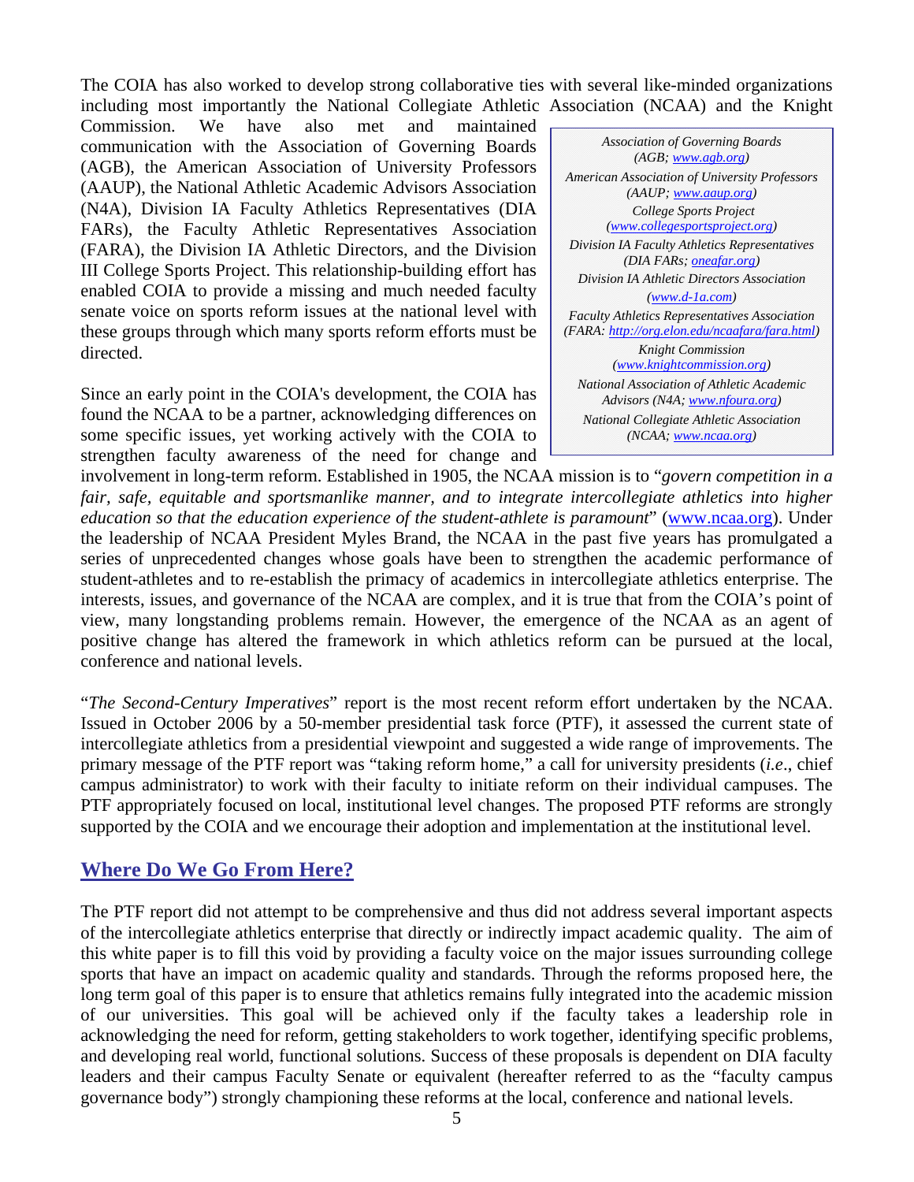The COIA has also worked to develop strong collaborative ties with several like-minded organizations including most importantly the National Collegiate Athletic Association (NCAA) and the Knight Commission. We have also met and maintained communication with the Association of Governing Boards (AGB), the American Association of University Professors (AAUP), the National Athletic Academic Advisors Association (N4A), Division IA Faculty Athletics Representatives (DIA FARs), the Faculty Athletic Representatives Association (FARA), the Division IA Athletic Directors, and the Division III College Sports Project. This relationship-building effort has enabled COIA to provide a missing and much needed faculty senate voice on sports reform issues at the national level with these groups through which many sports reform efforts must be directed.

> *Association of Governing Boards (AGB; www.agb.org)*
>
> *American Association of University Professors (AAUP; www.aaup.org)*
>
> *College Sports Project (www.collegesportsproject.org)*
>
> *Division IA Faculty Athletics Representatives (DIA FARs; oneafar.org)*
>
> *Division IA Athletic Directors Association (www.d-1a.com)*
>
> *Faculty Athletics Representatives Association (FARA: http://org.elon.edu/ncaafara/fara.html)*
>
> *Knight Commission (www.knightcommission.org)*
>
> *National Association of Athletic Academic Advisors (N4A; www.nfoura.org)*
>
> *National Collegiate Athletic Association (NCAA; www.ncaa.org)*

Since an early point in the COIA's development, the COIA has found the NCAA to be a partner, acknowledging differences on some specific issues, yet working actively with the COIA to strengthen faculty awareness of the need for change and involvement in long-term reform. Established in 1905, the NCAA mission is to "*govern competition in a fair, safe, equitable and sportsmanlike manner, and to integrate intercollegiate athletics into higher education so that the education experience of the student-athlete is paramount*" (www.ncaa.org). Under the leadership of NCAA President Myles Brand, the NCAA in the past five years has promulgated a series of unprecedented changes whose goals have been to strengthen the academic performance of student-athletes and to re-establish the primacy of academics in intercollegiate athletics enterprise. The interests, issues, and governance of the NCAA are complex, and it is true that from the COIA's point of view, many longstanding problems remain. However, the emergence of the NCAA as an agent of positive change has altered the framework in which athletics reform can be pursued at the local, conference and national levels.

"*The Second-Century Imperatives*" report is the most recent reform effort undertaken by the NCAA. Issued in October 2006 by a 50-member presidential task force (PTF), it assessed the current state of intercollegiate athletics from a presidential viewpoint and suggested a wide range of improvements. The primary message of the PTF report was "taking reform home," a call for university presidents (*i.e*., chief campus administrator) to work with their faculty to initiate reform on their individual campuses. The PTF appropriately focused on local, institutional level changes. The proposed PTF reforms are strongly supported by the COIA and we encourage their adoption and implementation at the institutional level.

## Where Do We Go From Here?

The PTF report did not attempt to be comprehensive and thus did not address several important aspects of the intercollegiate athletics enterprise that directly or indirectly impact academic quality. The aim of this white paper is to fill this void by providing a faculty voice on the major issues surrounding college sports that have an impact on academic quality and standards. Through the reforms proposed here, the long term goal of this paper is to ensure that athletics remains fully integrated into the academic mission of our universities. This goal will be achieved only if the faculty takes a leadership role in acknowledging the need for reform, getting stakeholders to work together, identifying specific problems, and developing real world, functional solutions. Success of these proposals is dependent on DIA faculty leaders and their campus Faculty Senate or equivalent (hereafter referred to as the "faculty campus governance body") strongly championing these reforms at the local, conference and national levels.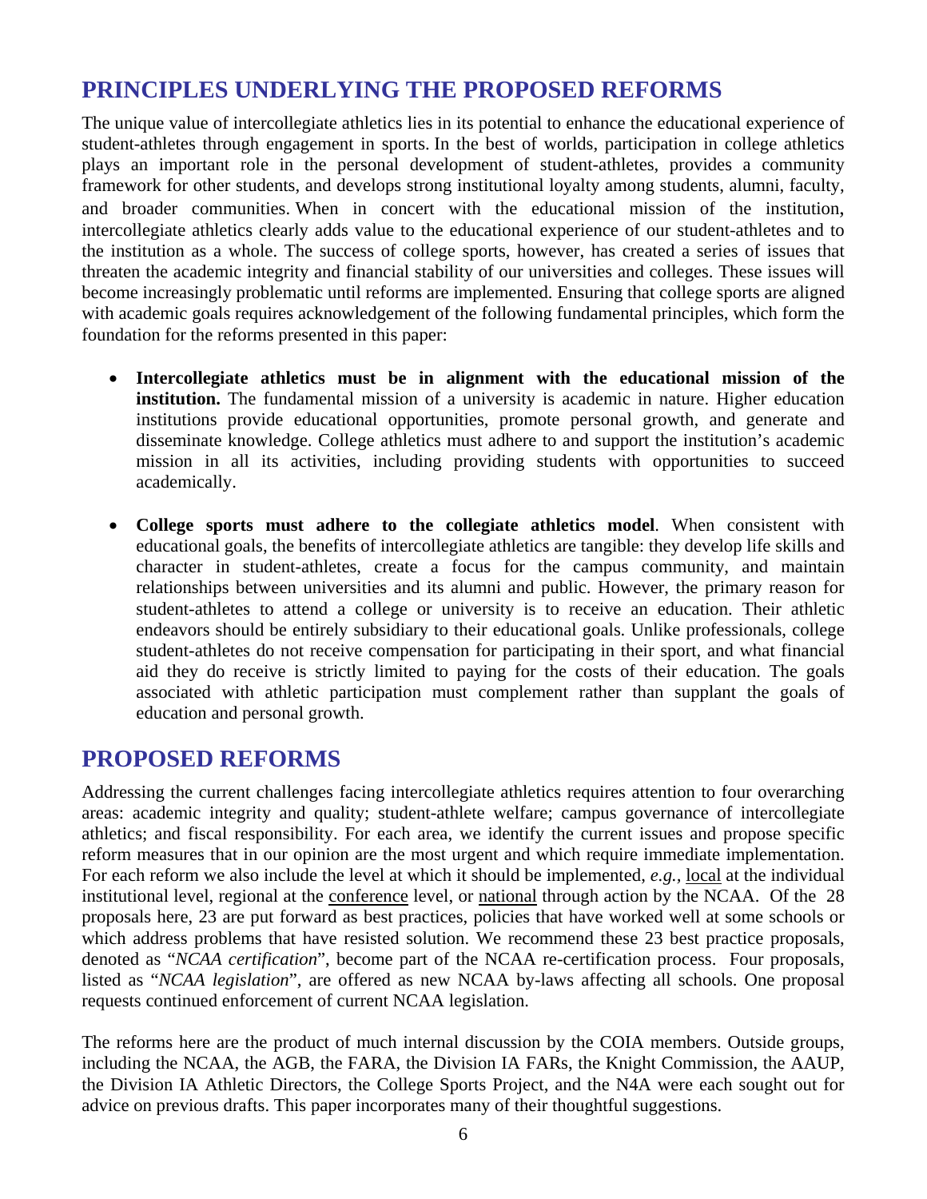## PRINCIPLES UNDERLYING THE PROPOSED REFORMS

The unique value of intercollegiate athletics lies in its potential to enhance the educational experience of student-athletes through engagement in sports. In the best of worlds, participation in college athletics plays an important role in the personal development of student-athletes, provides a community framework for other students, and develops strong institutional loyalty among students, alumni, faculty, and broader communities. When in concert with the educational mission of the institution, intercollegiate athletics clearly adds value to the educational experience of our student-athletes and to the institution as a whole. The success of college sports, however, has created a series of issues that threaten the academic integrity and financial stability of our universities and colleges. These issues will become increasingly problematic until reforms are implemented. Ensuring that college sports are aligned with academic goals requires acknowledgement of the following fundamental principles, which form the foundation for the reforms presented in this paper:

- **Intercollegiate athletics must be in alignment with the educational mission of the institution.** The fundamental mission of a university is academic in nature. Higher education institutions provide educational opportunities, promote personal growth, and generate and disseminate knowledge. College athletics must adhere to and support the institution's academic mission in all its activities, including providing students with opportunities to succeed academically.

- **College sports must adhere to the collegiate athletics model**. When consistent with educational goals, the benefits of intercollegiate athletics are tangible: they develop life skills and character in student-athletes, create a focus for the campus community, and maintain relationships between universities and its alumni and public. However, the primary reason for student-athletes to attend a college or university is to receive an education. Their athletic endeavors should be entirely subsidiary to their educational goals. Unlike professionals, college student-athletes do not receive compensation for participating in their sport, and what financial aid they do receive is strictly limited to paying for the costs of their education. The goals associated with athletic participation must complement rather than supplant the goals of education and personal growth.

## PROPOSED REFORMS

Addressing the current challenges facing intercollegiate athletics requires attention to four overarching areas: academic integrity and quality; student-athlete welfare; campus governance of intercollegiate athletics; and fiscal responsibility. For each area, we identify the current issues and propose specific reform measures that in our opinion are the most urgent and which require immediate implementation. For each reform we also include the level at which it should be implemented, *e.g.*, local at the individual institutional level, regional at the conference level, or national through action by the NCAA. Of the 28 proposals here, 23 are put forward as best practices, policies that have worked well at some schools or which address problems that have resisted solution. We recommend these 23 best practice proposals, denoted as "*NCAA certification*", become part of the NCAA re-certification process. Four proposals, listed as "*NCAA legislation*", are offered as new NCAA by-laws affecting all schools. One proposal requests continued enforcement of current NCAA legislation.

The reforms here are the product of much internal discussion by the COIA members. Outside groups, including the NCAA, the AGB, the FARA, the Division IA FARs, the Knight Commission, the AAUP, the Division IA Athletic Directors, the College Sports Project, and the N4A were each sought out for advice on previous drafts. This paper incorporates many of their thoughtful suggestions.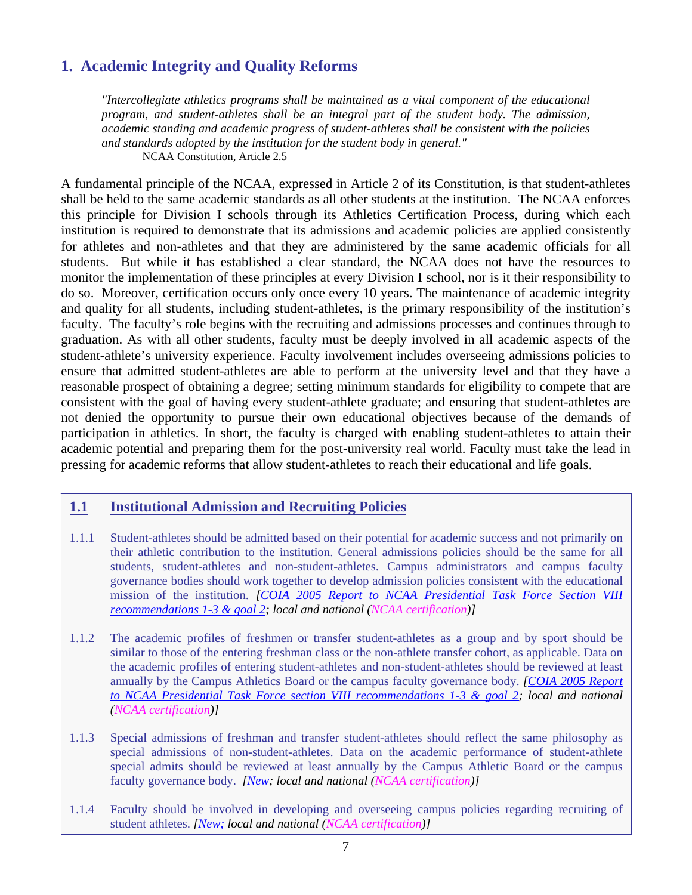## 1. Academic Integrity and Quality Reforms

> *"Intercollegiate athletics programs shall be maintained as a vital component of the educational program, and student-athletes shall be an integral part of the student body. The admission, academic standing and academic progress of student-athletes shall be consistent with the policies and standards adopted by the institution for the student body in general."*
>
> NCAA Constitution, Article 2.5

A fundamental principle of the NCAA, expressed in Article 2 of its Constitution, is that student-athletes shall be held to the same academic standards as all other students at the institution. The NCAA enforces this principle for Division I schools through its Athletics Certification Process, during which each institution is required to demonstrate that its admissions and academic policies are applied consistently for athletes and non-athletes and that they are administered by the same academic officials for all students. But while it has established a clear standard, the NCAA does not have the resources to monitor the implementation of these principles at every Division I school, nor is it their responsibility to do so. Moreover, certification occurs only once every 10 years. The maintenance of academic integrity and quality for all students, including student-athletes, is the primary responsibility of the institution's faculty. The faculty's role begins with the recruiting and admissions processes and continues through to graduation. As with all other students, faculty must be deeply involved in all academic aspects of the student-athlete's university experience. Faculty involvement includes overseeing admissions policies to ensure that admitted student-athletes are able to perform at the university level and that they have a reasonable prospect of obtaining a degree; setting minimum standards for eligibility to compete that are consistent with the goal of having every student-athlete graduate; and ensuring that student-athletes are not denied the opportunity to pursue their own educational objectives because of the demands of participation in athletics. In short, the faculty is charged with enabling student-athletes to attain their academic potential and preparing them for the post-university real world. Faculty must take the lead in pressing for academic reforms that allow student-athletes to reach their educational and life goals.

### 1.1 Institutional Admission and Recruiting Policies

1.1.1 Student-athletes should be admitted based on their potential for academic success and not primarily on their athletic contribution to the institution. General admissions policies should be the same for all students, student-athletes and non-student-athletes. Campus administrators and campus faculty governance bodies should work together to develop admission policies consistent with the educational mission of the institution. *[COIA 2005 Report to NCAA Presidential Task Force Section VIII recommendations 1-3 & goal 2; local and national (NCAA certification)]*

1.1.2 The academic profiles of freshmen or transfer student-athletes as a group and by sport should be similar to those of the entering freshman class or the non-athlete transfer cohort, as applicable. Data on the academic profiles of entering student-athletes and non-student-athletes should be reviewed at least annually by the Campus Athletics Board or the campus faculty governance body. *[COIA 2005 Report to NCAA Presidential Task Force section VIII recommendations 1-3 & goal 2; local and national (NCAA certification)]*

1.1.3 Special admissions of freshman and transfer student-athletes should reflect the same philosophy as special admissions of non-student-athletes. Data on the academic performance of student-athlete special admits should be reviewed at least annually by the Campus Athletic Board or the campus faculty governance body. *[New; local and national (NCAA certification)]*

1.1.4 Faculty should be involved in developing and overseeing campus policies regarding recruiting of student athletes. *[New; local and national (NCAA certification)]*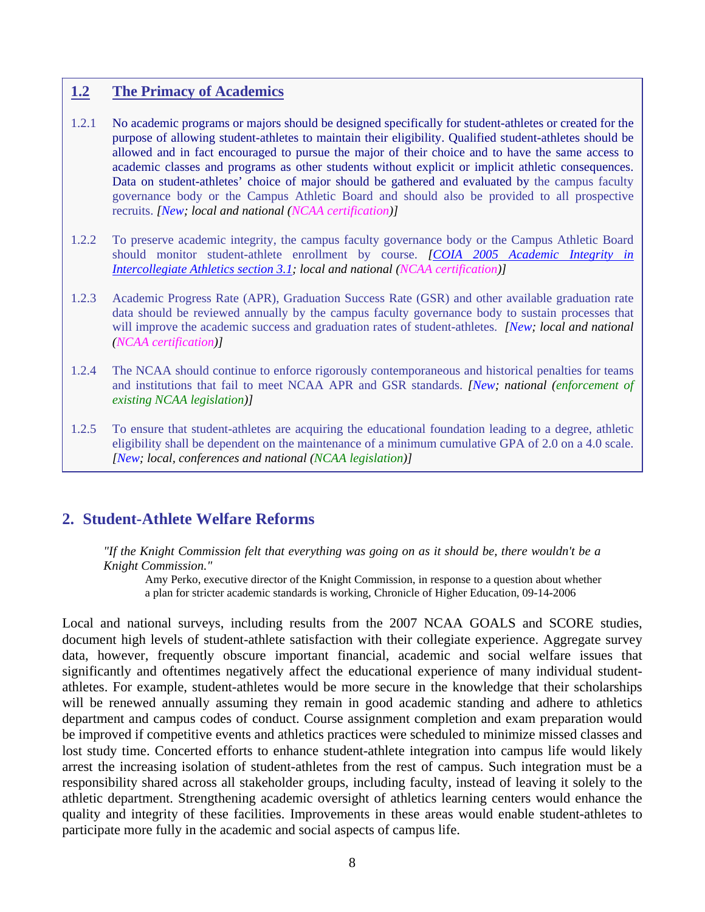## 1.2 The Primacy of Academics

1.2.1 No academic programs or majors should be designed specifically for student-athletes or created for the purpose of allowing student-athletes to maintain their eligibility. Qualified student-athletes should be allowed and in fact encouraged to pursue the major of their choice and to have the same access to academic classes and programs as other students without explicit or implicit athletic consequences. Data on student-athletes' choice of major should be gathered and evaluated by the campus faculty governance body or the Campus Athletic Board and should also be provided to all prospective recruits. *[New; local and national (NCAA certification)]*

1.2.2 To preserve academic integrity, the campus faculty governance body or the Campus Athletic Board should monitor student-athlete enrollment by course. *[COIA 2005 Academic Integrity in Intercollegiate Athletics section 3.1; local and national (NCAA certification)]*

1.2.3 Academic Progress Rate (APR), Graduation Success Rate (GSR) and other available graduation rate data should be reviewed annually by the campus faculty governance body to sustain processes that will improve the academic success and graduation rates of student-athletes. *[New; local and national (NCAA certification)]*

1.2.4 The NCAA should continue to enforce rigorously contemporaneous and historical penalties for teams and institutions that fail to meet NCAA APR and GSR standards. *[New; national (enforcement of existing NCAA legislation)]*

1.2.5 To ensure that student-athletes are acquiring the educational foundation leading to a degree, athletic eligibility shall be dependent on the maintenance of a minimum cumulative GPA of 2.0 on a 4.0 scale. *[New; local, conferences and national (NCAA legislation)]*

## 2. Student-Athlete Welfare Reforms

> *"If the Knight Commission felt that everything was going on as it should be, there wouldn't be a Knight Commission."*
>
> Amy Perko, executive director of the Knight Commission, in response to a question about whether a plan for stricter academic standards is working, Chronicle of Higher Education, 09-14-2006

Local and national surveys, including results from the 2007 NCAA GOALS and SCORE studies, document high levels of student-athlete satisfaction with their collegiate experience. Aggregate survey data, however, frequently obscure important financial, academic and social welfare issues that significantly and oftentimes negatively affect the educational experience of many individual student-athletes. For example, student-athletes would be more secure in the knowledge that their scholarships will be renewed annually assuming they remain in good academic standing and adhere to athletics department and campus codes of conduct. Course assignment completion and exam preparation would be improved if competitive events and athletics practices were scheduled to minimize missed classes and lost study time. Concerted efforts to enhance student-athlete integration into campus life would likely arrest the increasing isolation of student-athletes from the rest of campus. Such integration must be a responsibility shared across all stakeholder groups, including faculty, instead of leaving it solely to the athletic department. Strengthening academic oversight of athletics learning centers would enhance the quality and integrity of these facilities. Improvements in these areas would enable student-athletes to participate more fully in the academic and social aspects of campus life.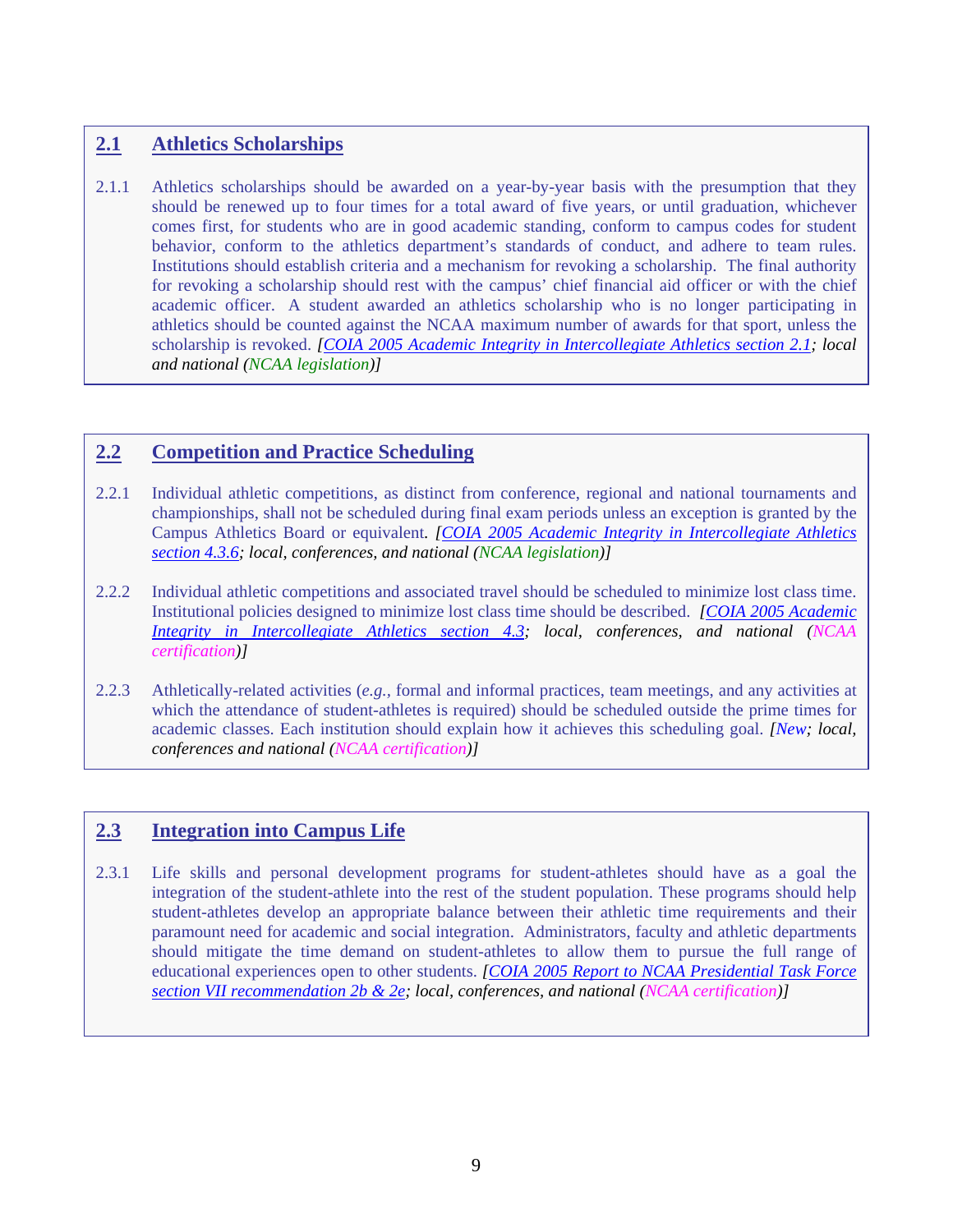## 2.1 Athletics Scholarships

2.1.1 Athletics scholarships should be awarded on a year-by-year basis with the presumption that they should be renewed up to four times for a total award of five years, or until graduation, whichever comes first, for students who are in good academic standing, conform to campus codes for student behavior, conform to the athletics department's standards of conduct, and adhere to team rules. Institutions should establish criteria and a mechanism for revoking a scholarship. The final authority for revoking a scholarship should rest with the campus' chief financial aid officer or with the chief academic officer. A student awarded an athletics scholarship who is no longer participating in athletics should be counted against the NCAA maximum number of awards for that sport, unless the scholarship is revoked. *[COIA 2005 Academic Integrity in Intercollegiate Athletics section 2.1; local and national (NCAA legislation)]*

## 2.2 Competition and Practice Scheduling

2.2.1 Individual athletic competitions, as distinct from conference, regional and national tournaments and championships, shall not be scheduled during final exam periods unless an exception is granted by the Campus Athletics Board or equivalent. *[COIA 2005 Academic Integrity in Intercollegiate Athletics section 4.3.6; local, conferences, and national (NCAA legislation)]*

2.2.2 Individual athletic competitions and associated travel should be scheduled to minimize lost class time. Institutional policies designed to minimize lost class time should be described. *[COIA 2005 Academic Integrity in Intercollegiate Athletics section 4.3; local, conferences, and national (NCAA certification)]*

2.2.3 Athletically-related activities (*e.g.*, formal and informal practices, team meetings, and any activities at which the attendance of student-athletes is required) should be scheduled outside the prime times for academic classes. Each institution should explain how it achieves this scheduling goal. *[New; local, conferences and national (NCAA certification)]*

## 2.3 Integration into Campus Life

2.3.1 Life skills and personal development programs for student-athletes should have as a goal the integration of the student-athlete into the rest of the student population. These programs should help student-athletes develop an appropriate balance between their athletic time requirements and their paramount need for academic and social integration. Administrators, faculty and athletic departments should mitigate the time demand on student-athletes to allow them to pursue the full range of educational experiences open to other students. *[COIA 2005 Report to NCAA Presidential Task Force section VII recommendation 2b & 2e; local, conferences, and national (NCAA certification)]*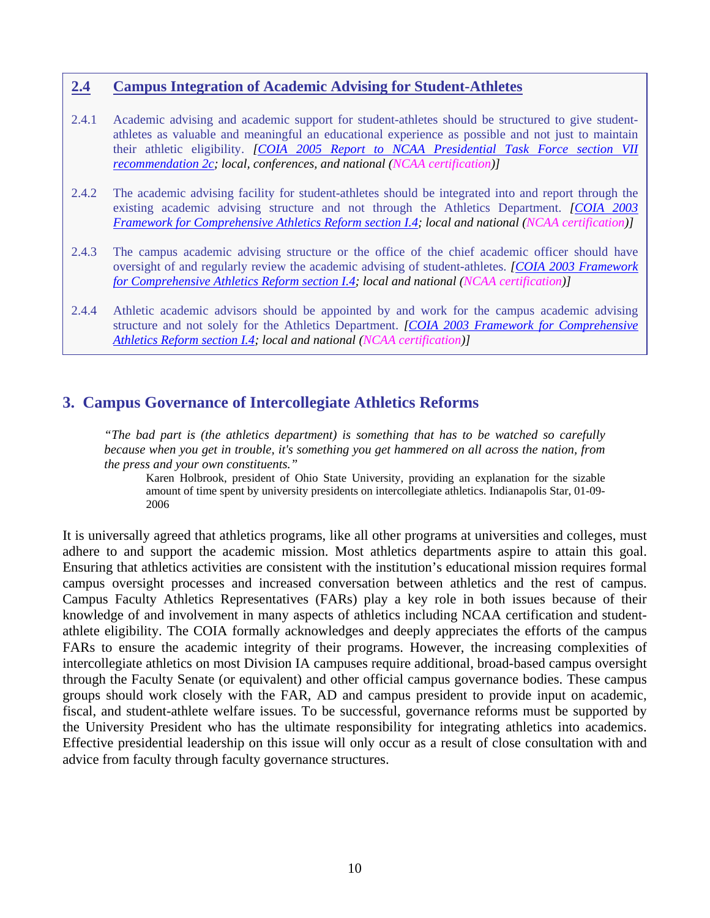## 2.4 Campus Integration of Academic Advising for Student-Athletes

2.4.1 Academic advising and academic support for student-athletes should be structured to give student-athletes as valuable and meaningful an educational experience as possible and not just to maintain their athletic eligibility. *[COIA 2005 Report to NCAA Presidential Task Force section VII recommendation 2c; local, conferences, and national (NCAA certification)]*

2.4.2 The academic advising facility for student-athletes should be integrated into and report through the existing academic advising structure and not through the Athletics Department. *[COIA 2003 Framework for Comprehensive Athletics Reform section I.4; local and national (NCAA certification)]*

2.4.3 The campus academic advising structure or the office of the chief academic officer should have oversight of and regularly review the academic advising of student-athletes. *[COIA 2003 Framework for Comprehensive Athletics Reform section I.4; local and national (NCAA certification)]*

2.4.4 Athletic academic advisors should be appointed by and work for the campus academic advising structure and not solely for the Athletics Department. *[COIA 2003 Framework for Comprehensive Athletics Reform section I.4; local and national (NCAA certification)]*

## 3. Campus Governance of Intercollegiate Athletics Reforms

> *"The bad part is (the athletics department) is something that has to be watched so carefully because when you get in trouble, it's something you get hammered on all across the nation, from the press and your own constituents."*
>
> Karen Holbrook, president of Ohio State University, providing an explanation for the sizable amount of time spent by university presidents on intercollegiate athletics. Indianapolis Star, 01-09-2006

It is universally agreed that athletics programs, like all other programs at universities and colleges, must adhere to and support the academic mission. Most athletics departments aspire to attain this goal. Ensuring that athletics activities are consistent with the institution's educational mission requires formal campus oversight processes and increased conversation between athletics and the rest of campus. Campus Faculty Athletics Representatives (FARs) play a key role in both issues because of their knowledge of and involvement in many aspects of athletics including NCAA certification and student-athlete eligibility. The COIA formally acknowledges and deeply appreciates the efforts of the campus FARs to ensure the academic integrity of their programs. However, the increasing complexities of intercollegiate athletics on most Division IA campuses require additional, broad-based campus oversight through the Faculty Senate (or equivalent) and other official campus governance bodies. These campus groups should work closely with the FAR, AD and campus president to provide input on academic, fiscal, and student-athlete welfare issues. To be successful, governance reforms must be supported by the University President who has the ultimate responsibility for integrating athletics into academics. Effective presidential leadership on this issue will only occur as a result of close consultation with and advice from faculty through faculty governance structures.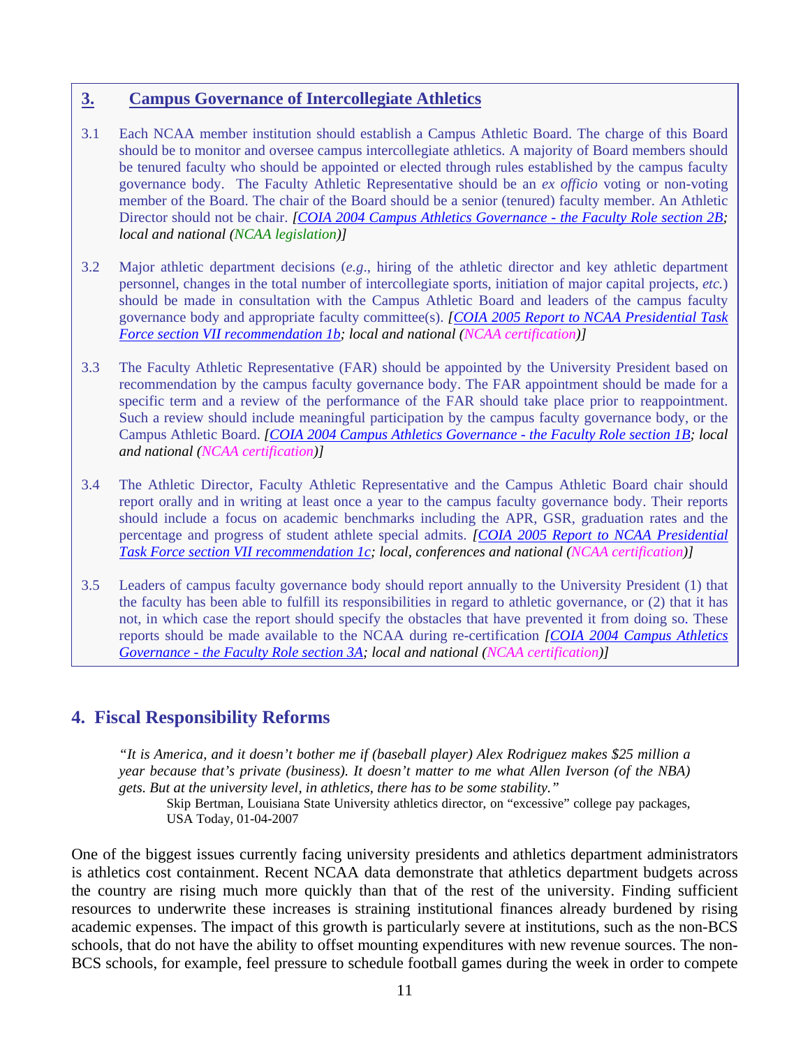## 3. Campus Governance of Intercollegiate Athletics

3.1 Each NCAA member institution should establish a Campus Athletic Board. The charge of this Board should be to monitor and oversee campus intercollegiate athletics. A majority of Board members should be tenured faculty who should be appointed or elected through rules established by the campus faculty governance body. The Faculty Athletic Representative should be an *ex officio* voting or non-voting member of the Board. The chair of the Board should be a senior (tenured) faculty member. An Athletic Director should not be chair. *[COIA 2004 Campus Athletics Governance - the Faculty Role section 2B; local and national (NCAA legislation)]*

3.2 Major athletic department decisions (*e.g*., hiring of the athletic director and key athletic department personnel, changes in the total number of intercollegiate sports, initiation of major capital projects, *etc.*) should be made in consultation with the Campus Athletic Board and leaders of the campus faculty governance body and appropriate faculty committee(s). *[COIA 2005 Report to NCAA Presidential Task Force section VII recommendation 1b; local and national (NCAA certification)]*

3.3 The Faculty Athletic Representative (FAR) should be appointed by the University President based on recommendation by the campus faculty governance body. The FAR appointment should be made for a specific term and a review of the performance of the FAR should take place prior to reappointment. Such a review should include meaningful participation by the campus faculty governance body, or the Campus Athletic Board. *[COIA 2004 Campus Athletics Governance - the Faculty Role section 1B; local and national (NCAA certification)]*

3.4 The Athletic Director, Faculty Athletic Representative and the Campus Athletic Board chair should report orally and in writing at least once a year to the campus faculty governance body. Their reports should include a focus on academic benchmarks including the APR, GSR, graduation rates and the percentage and progress of student athlete special admits. *[COIA 2005 Report to NCAA Presidential Task Force section VII recommendation 1c; local, conferences and national (NCAA certification)]*

3.5 Leaders of campus faculty governance body should report annually to the University President (1) that the faculty has been able to fulfill its responsibilities in regard to athletic governance, or (2) that it has not, in which case the report should specify the obstacles that have prevented it from doing so. These reports should be made available to the NCAA during re-certification *[COIA 2004 Campus Athletics Governance - the Faculty Role section 3A; local and national (NCAA certification)]*

## 4. Fiscal Responsibility Reforms

> *"It is America, and it doesn't bother me if (baseball player) Alex Rodriguez makes $25 million a year because that's private (business). It doesn't matter to me what Allen Iverson (of the NBA) gets. But at the university level, in athletics, there has to be some stability."*
>
> Skip Bertman, Louisiana State University athletics director, on "excessive" college pay packages, USA Today, 01-04-2007

One of the biggest issues currently facing university presidents and athletics department administrators is athletics cost containment. Recent NCAA data demonstrate that athletics department budgets across the country are rising much more quickly than that of the rest of the university. Finding sufficient resources to underwrite these increases is straining institutional finances already burdened by rising academic expenses. The impact of this growth is particularly severe at institutions, such as the non-BCS schools, that do not have the ability to offset mounting expenditures with new revenue sources. The non-BCS schools, for example, feel pressure to schedule football games during the week in order to compete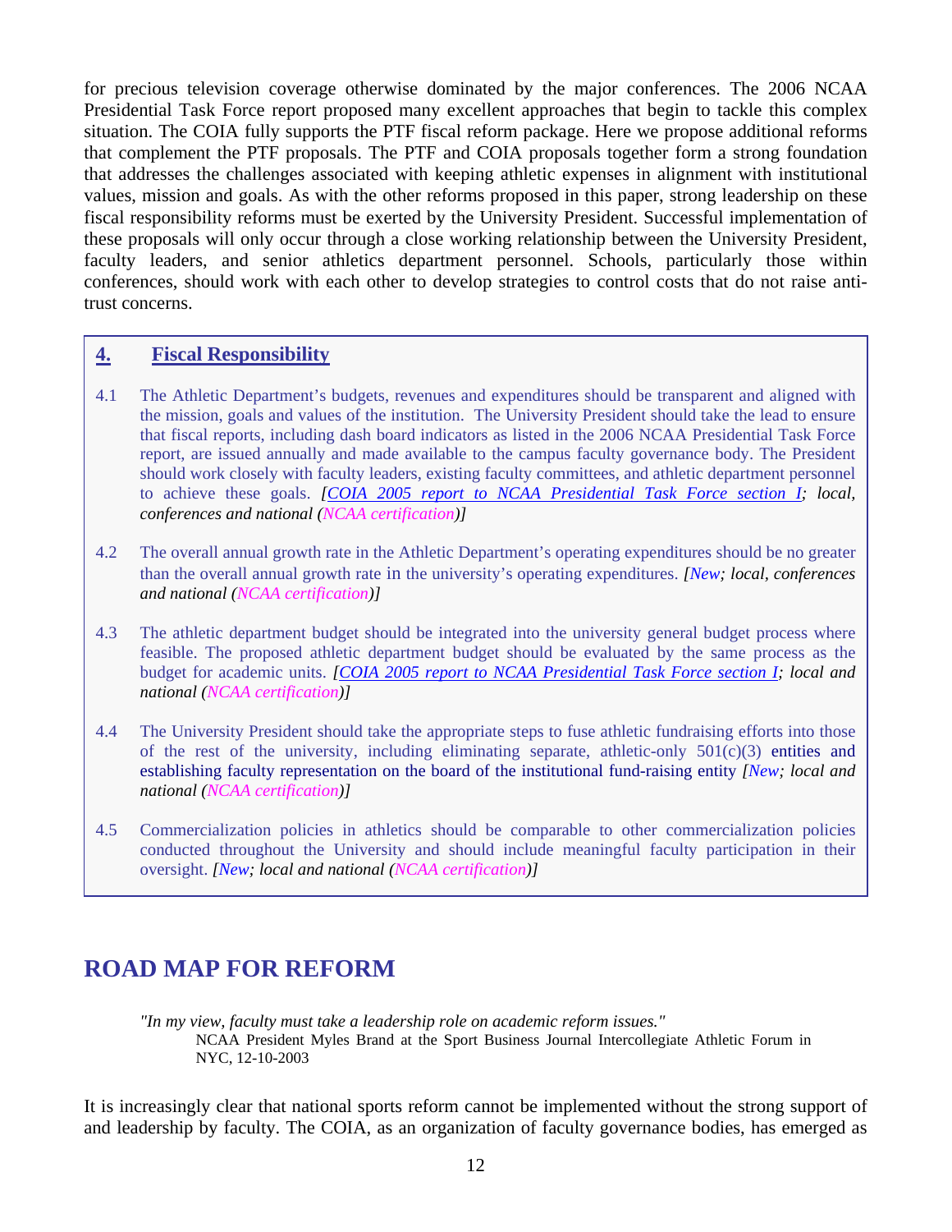for precious television coverage otherwise dominated by the major conferences. The 2006 NCAA Presidential Task Force report proposed many excellent approaches that begin to tackle this complex situation. The COIA fully supports the PTF fiscal reform package. Here we propose additional reforms that complement the PTF proposals. The PTF and COIA proposals together form a strong foundation that addresses the challenges associated with keeping athletic expenses in alignment with institutional values, mission and goals. As with the other reforms proposed in this paper, strong leadership on these fiscal responsibility reforms must be exerted by the University President. Successful implementation of these proposals will only occur through a close working relationship between the University President, faculty leaders, and senior athletics department personnel. Schools, particularly those within conferences, should work with each other to develop strategies to control costs that do not raise anti-trust concerns.

## 4. Fiscal Responsibility

4.1 The Athletic Department's budgets, revenues and expenditures should be transparent and aligned with the mission, goals and values of the institution. The University President should take the lead to ensure that fiscal reports, including dash board indicators as listed in the 2006 NCAA Presidential Task Force report, are issued annually and made available to the campus faculty governance body. The President should work closely with faculty leaders, existing faculty committees, and athletic department personnel to achieve these goals. *[COIA 2005 report to NCAA Presidential Task Force section I; local, conferences and national (NCAA certification)]*

4.2 The overall annual growth rate in the Athletic Department's operating expenditures should be no greater than the overall annual growth rate in the university's operating expenditures. *[New; local, conferences and national (NCAA certification)]*

4.3 The athletic department budget should be integrated into the university general budget process where feasible. The proposed athletic department budget should be evaluated by the same process as the budget for academic units. *[COIA 2005 report to NCAA Presidential Task Force section I; local and national (NCAA certification)]*

4.4 The University President should take the appropriate steps to fuse athletic fundraising efforts into those of the rest of the university, including eliminating separate, athletic-only 501(c)(3) entities and establishing faculty representation on the board of the institutional fund-raising entity *[New; local and national (NCAA certification)]*

4.5 Commercialization policies in athletics should be comparable to other commercialization policies conducted throughout the University and should include meaningful faculty participation in their oversight. *[New; local and national (NCAA certification)]*

# ROAD MAP FOR REFORM

*"In my view, faculty must take a leadership role on academic reform issues."*
NCAA President Myles Brand at the Sport Business Journal Intercollegiate Athletic Forum in NYC, 12-10-2003

It is increasingly clear that national sports reform cannot be implemented without the strong support of and leadership by faculty. The COIA, as an organization of faculty governance bodies, has emerged as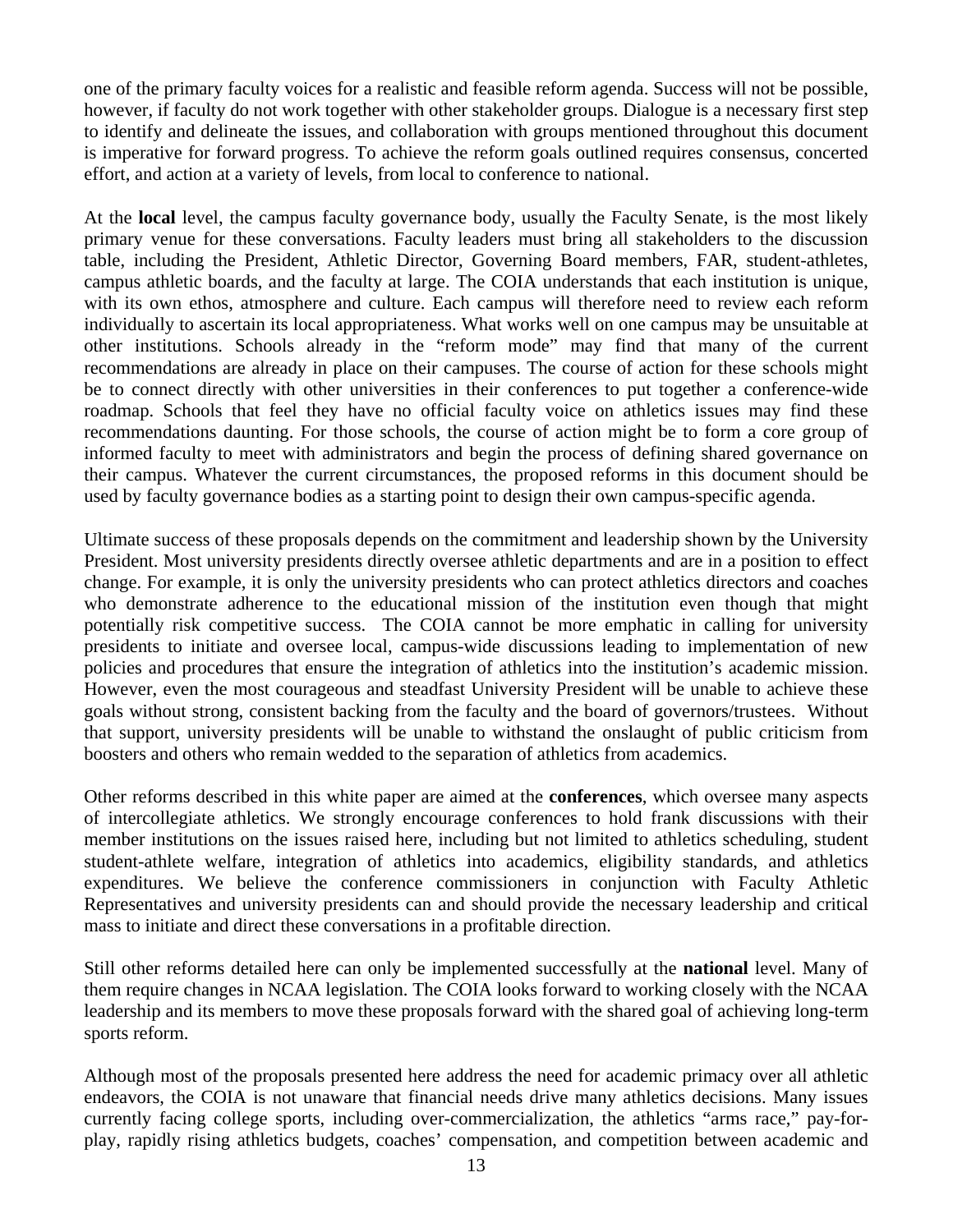one of the primary faculty voices for a realistic and feasible reform agenda. Success will not be possible, however, if faculty do not work together with other stakeholder groups. Dialogue is a necessary first step to identify and delineate the issues, and collaboration with groups mentioned throughout this document is imperative for forward progress. To achieve the reform goals outlined requires consensus, concerted effort, and action at a variety of levels, from local to conference to national.

At the **local** level, the campus faculty governance body, usually the Faculty Senate, is the most likely primary venue for these conversations. Faculty leaders must bring all stakeholders to the discussion table, including the President, Athletic Director, Governing Board members, FAR, student-athletes, campus athletic boards, and the faculty at large. The COIA understands that each institution is unique, with its own ethos, atmosphere and culture. Each campus will therefore need to review each reform individually to ascertain its local appropriateness. What works well on one campus may be unsuitable at other institutions. Schools already in the "reform mode" may find that many of the current recommendations are already in place on their campuses. The course of action for these schools might be to connect directly with other universities in their conferences to put together a conference-wide roadmap. Schools that feel they have no official faculty voice on athletics issues may find these recommendations daunting. For those schools, the course of action might be to form a core group of informed faculty to meet with administrators and begin the process of defining shared governance on their campus. Whatever the current circumstances, the proposed reforms in this document should be used by faculty governance bodies as a starting point to design their own campus-specific agenda.

Ultimate success of these proposals depends on the commitment and leadership shown by the University President. Most university presidents directly oversee athletic departments and are in a position to effect change. For example, it is only the university presidents who can protect athletics directors and coaches who demonstrate adherence to the educational mission of the institution even though that might potentially risk competitive success. The COIA cannot be more emphatic in calling for university presidents to initiate and oversee local, campus-wide discussions leading to implementation of new policies and procedures that ensure the integration of athletics into the institution's academic mission. However, even the most courageous and steadfast University President will be unable to achieve these goals without strong, consistent backing from the faculty and the board of governors/trustees. Without that support, university presidents will be unable to withstand the onslaught of public criticism from boosters and others who remain wedded to the separation of athletics from academics.

Other reforms described in this white paper are aimed at the **conferences**, which oversee many aspects of intercollegiate athletics. We strongly encourage conferences to hold frank discussions with their member institutions on the issues raised here, including but not limited to athletics scheduling, student student-athlete welfare, integration of athletics into academics, eligibility standards, and athletics expenditures. We believe the conference commissioners in conjunction with Faculty Athletic Representatives and university presidents can and should provide the necessary leadership and critical mass to initiate and direct these conversations in a profitable direction.

Still other reforms detailed here can only be implemented successfully at the **national** level. Many of them require changes in NCAA legislation. The COIA looks forward to working closely with the NCAA leadership and its members to move these proposals forward with the shared goal of achieving long-term sports reform.

Although most of the proposals presented here address the need for academic primacy over all athletic endeavors, the COIA is not unaware that financial needs drive many athletics decisions. Many issues currently facing college sports, including over-commercialization, the athletics "arms race," pay-for-play, rapidly rising athletics budgets, coaches' compensation, and competition between academic and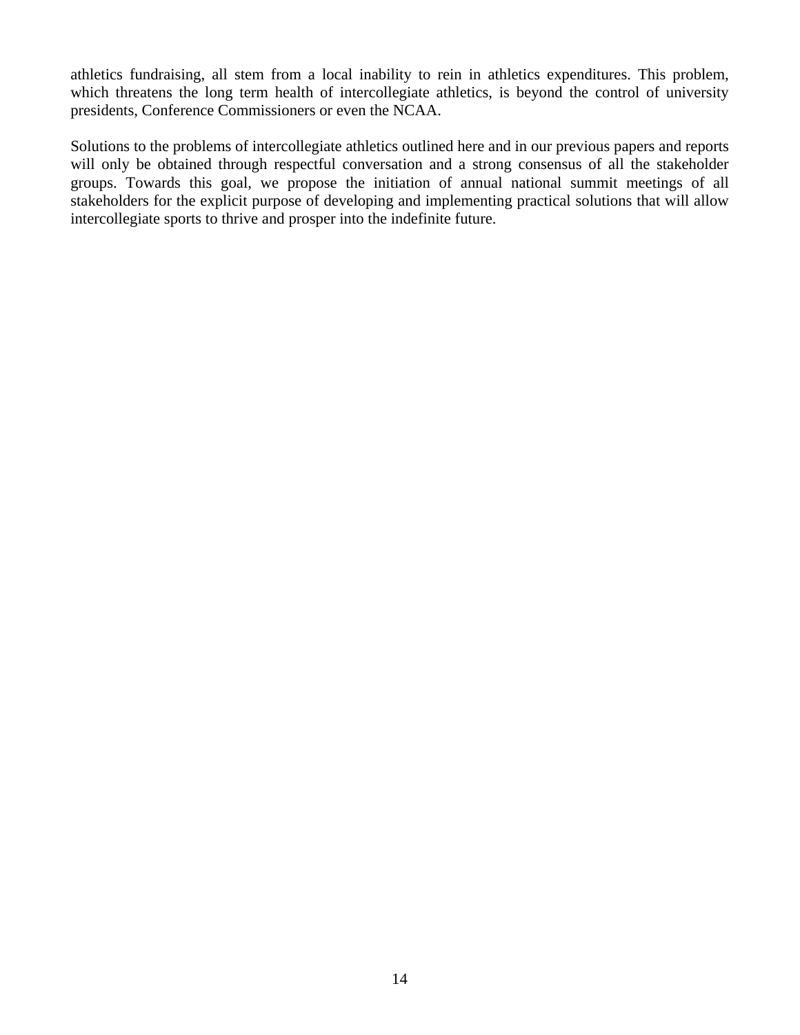athletics fundraising, all stem from a local inability to rein in athletics expenditures. This problem, which threatens the long term health of intercollegiate athletics, is beyond the control of university presidents, Conference Commissioners or even the NCAA.

Solutions to the problems of intercollegiate athletics outlined here and in our previous papers and reports will only be obtained through respectful conversation and a strong consensus of all the stakeholder groups. Towards this goal, we propose the initiation of annual national summit meetings of all stakeholders for the explicit purpose of developing and implementing practical solutions that will allow intercollegiate sports to thrive and prosper into the indefinite future.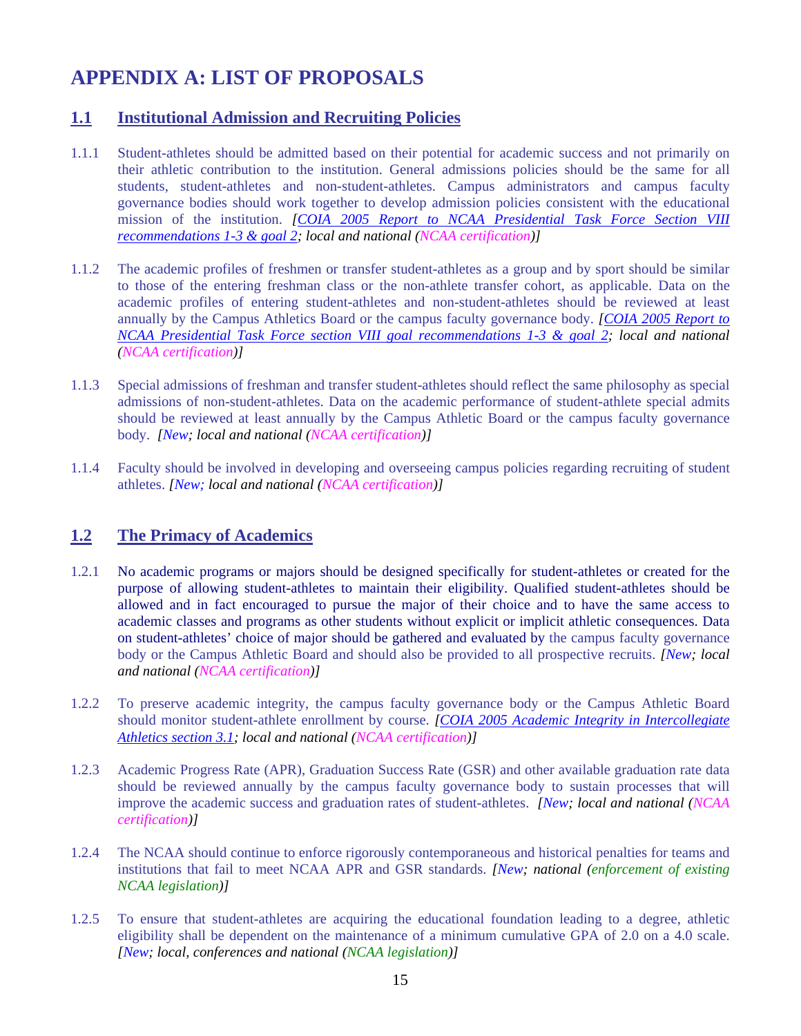# APPENDIX A: LIST OF PROPOSALS

## 1.1 Institutional Admission and Recruiting Policies

1.1.1 Student-athletes should be admitted based on their potential for academic success and not primarily on their athletic contribution to the institution. General admissions policies should be the same for all students, student-athletes and non-student-athletes. Campus administrators and campus faculty governance bodies should work together to develop admission policies consistent with the educational mission of the institution. *[COIA 2005 Report to NCAA Presidential Task Force Section VIII recommendations 1-3 & goal 2; local and national (NCAA certification)]*

1.1.2 The academic profiles of freshmen or transfer student-athletes as a group and by sport should be similar to those of the entering freshman class or the non-athlete transfer cohort, as applicable. Data on the academic profiles of entering student-athletes and non-student-athletes should be reviewed at least annually by the Campus Athletics Board or the campus faculty governance body. *[COIA 2005 Report to NCAA Presidential Task Force section VIII goal recommendations 1-3 & goal 2; local and national (NCAA certification)]*

1.1.3 Special admissions of freshman and transfer student-athletes should reflect the same philosophy as special admissions of non-student-athletes. Data on the academic performance of student-athlete special admits should be reviewed at least annually by the Campus Athletic Board or the campus faculty governance body. *[New; local and national (NCAA certification)]*

1.1.4 Faculty should be involved in developing and overseeing campus policies regarding recruiting of student athletes. *[New; local and national (NCAA certification)]*

## 1.2 The Primacy of Academics

1.2.1 No academic programs or majors should be designed specifically for student-athletes or created for the purpose of allowing student-athletes to maintain their eligibility. Qualified student-athletes should be allowed and in fact encouraged to pursue the major of their choice and to have the same access to academic classes and programs as other students without explicit or implicit athletic consequences. Data on student-athletes' choice of major should be gathered and evaluated by the campus faculty governance body or the Campus Athletic Board and should also be provided to all prospective recruits. *[New; local and national (NCAA certification)]*

1.2.2 To preserve academic integrity, the campus faculty governance body or the Campus Athletic Board should monitor student-athlete enrollment by course. *[COIA 2005 Academic Integrity in Intercollegiate Athletics section 3.1; local and national (NCAA certification)]*

1.2.3 Academic Progress Rate (APR), Graduation Success Rate (GSR) and other available graduation rate data should be reviewed annually by the campus faculty governance body to sustain processes that will improve the academic success and graduation rates of student-athletes. *[New; local and national (NCAA certification)]*

1.2.4 The NCAA should continue to enforce rigorously contemporaneous and historical penalties for teams and institutions that fail to meet NCAA APR and GSR standards. *[New; national (enforcement of existing NCAA legislation)]*

1.2.5 To ensure that student-athletes are acquiring the educational foundation leading to a degree, athletic eligibility shall be dependent on the maintenance of a minimum cumulative GPA of 2.0 on a 4.0 scale. *[New; local, conferences and national (NCAA legislation)]*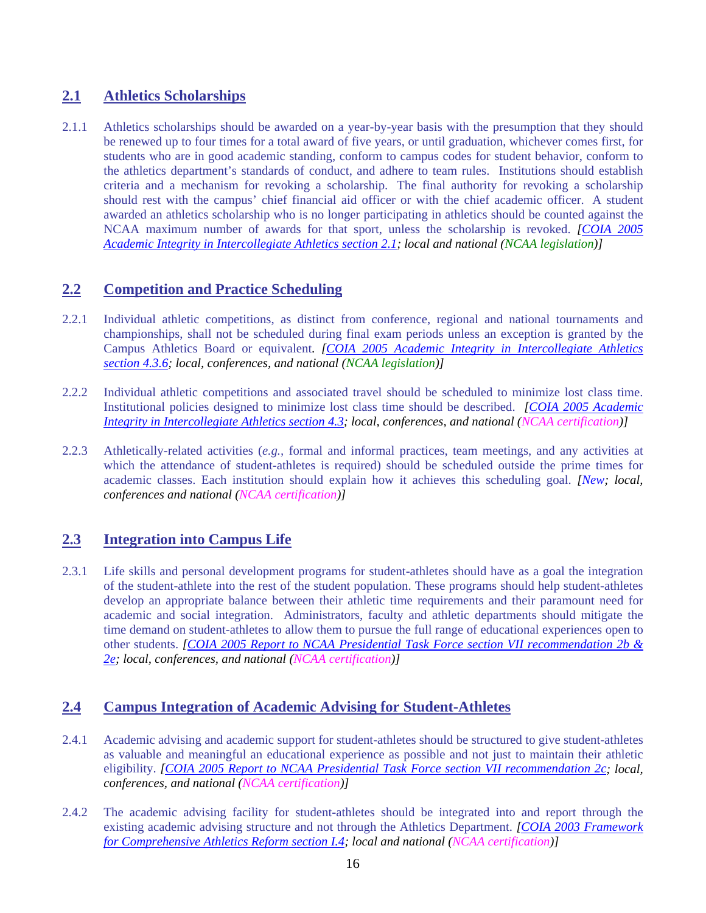## 2.1 Athletics Scholarships

2.1.1 Athletics scholarships should be awarded on a year-by-year basis with the presumption that they should be renewed up to four times for a total award of five years, or until graduation, whichever comes first, for students who are in good academic standing, conform to campus codes for student behavior, conform to the athletics department's standards of conduct, and adhere to team rules. Institutions should establish criteria and a mechanism for revoking a scholarship. The final authority for revoking a scholarship should rest with the campus' chief financial aid officer or with the chief academic officer. A student awarded an athletics scholarship who is no longer participating in athletics should be counted against the NCAA maximum number of awards for that sport, unless the scholarship is revoked. *[COIA 2005 Academic Integrity in Intercollegiate Athletics section 2.1; local and national (NCAA legislation)]*

## 2.2 Competition and Practice Scheduling

2.2.1 Individual athletic competitions, as distinct from conference, regional and national tournaments and championships, shall not be scheduled during final exam periods unless an exception is granted by the Campus Athletics Board or equivalent. *[COIA 2005 Academic Integrity in Intercollegiate Athletics section 4.3.6; local, conferences, and national (NCAA legislation)]*

2.2.2 Individual athletic competitions and associated travel should be scheduled to minimize lost class time. Institutional policies designed to minimize lost class time should be described. *[COIA 2005 Academic Integrity in Intercollegiate Athletics section 4.3; local, conferences, and national (NCAA certification)]*

2.2.3 Athletically-related activities (*e.g.,* formal and informal practices, team meetings, and any activities at which the attendance of student-athletes is required) should be scheduled outside the prime times for academic classes. Each institution should explain how it achieves this scheduling goal. *[New; local, conferences and national (NCAA certification)]*

## 2.3 Integration into Campus Life

2.3.1 Life skills and personal development programs for student-athletes should have as a goal the integration of the student-athlete into the rest of the student population. These programs should help student-athletes develop an appropriate balance between their athletic time requirements and their paramount need for academic and social integration. Administrators, faculty and athletic departments should mitigate the time demand on student-athletes to allow them to pursue the full range of educational experiences open to other students. *[COIA 2005 Report to NCAA Presidential Task Force section VII recommendation 2b & 2e; local, conferences, and national (NCAA certification)]*

## 2.4 Campus Integration of Academic Advising for Student-Athletes

2.4.1 Academic advising and academic support for student-athletes should be structured to give student-athletes as valuable and meaningful an educational experience as possible and not just to maintain their athletic eligibility. *[COIA 2005 Report to NCAA Presidential Task Force section VII recommendation 2c; local, conferences, and national (NCAA certification)]*

2.4.2 The academic advising facility for student-athletes should be integrated into and report through the existing academic advising structure and not through the Athletics Department. *[COIA 2003 Framework for Comprehensive Athletics Reform section I.4; local and national (NCAA certification)]*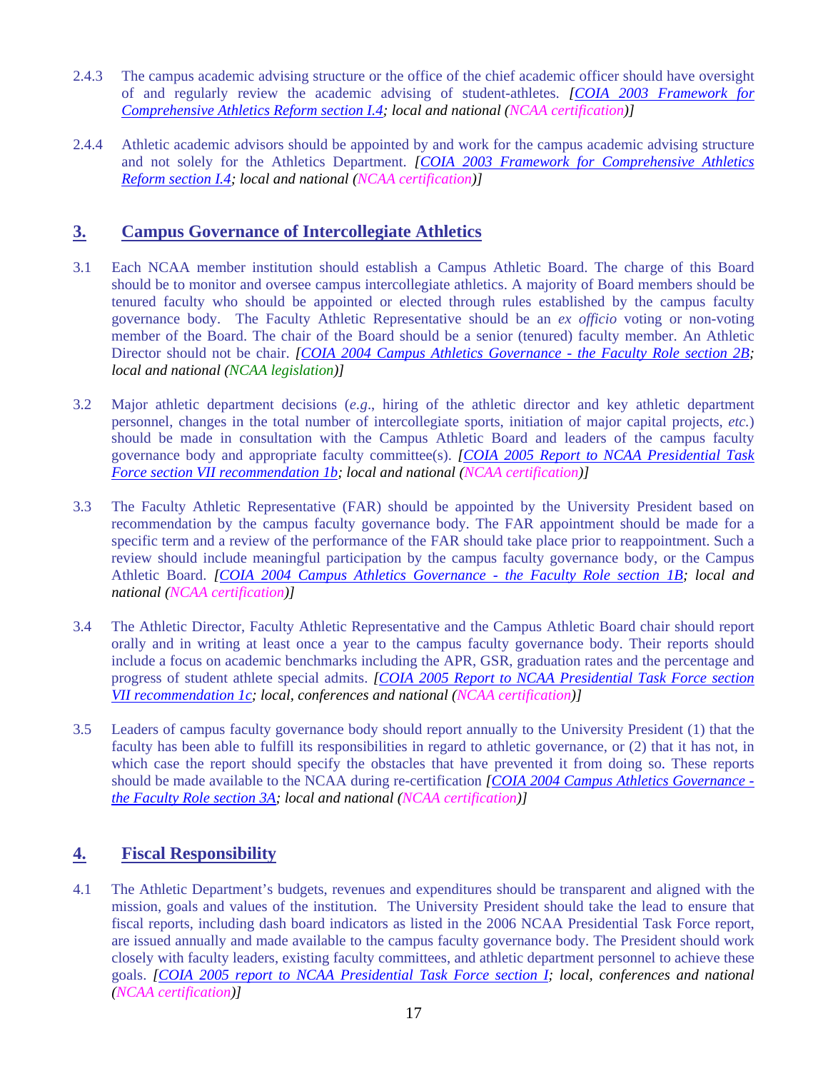2.4.3 The campus academic advising structure or the office of the chief academic officer should have oversight of and regularly review the academic advising of student-athletes. *[COIA 2003 Framework for Comprehensive Athletics Reform section I.4; local and national (NCAA certification)]*

2.4.4 Athletic academic advisors should be appointed by and work for the campus academic advising structure and not solely for the Athletics Department. *[COIA 2003 Framework for Comprehensive Athletics Reform section I.4; local and national (NCAA certification)]*

## 3. Campus Governance of Intercollegiate Athletics

3.1 Each NCAA member institution should establish a Campus Athletic Board. The charge of this Board should be to monitor and oversee campus intercollegiate athletics. A majority of Board members should be tenured faculty who should be appointed or elected through rules established by the campus faculty governance body. The Faculty Athletic Representative should be an *ex officio* voting or non-voting member of the Board. The chair of the Board should be a senior (tenured) faculty member. An Athletic Director should not be chair. *[COIA 2004 Campus Athletics Governance - the Faculty Role section 2B; local and national (NCAA legislation)]*

3.2 Major athletic department decisions (*e.g*., hiring of the athletic director and key athletic department personnel, changes in the total number of intercollegiate sports, initiation of major capital projects, *etc.*) should be made in consultation with the Campus Athletic Board and leaders of the campus faculty governance body and appropriate faculty committee(s). *[COIA 2005 Report to NCAA Presidential Task Force section VII recommendation 1b; local and national (NCAA certification)]*

3.3 The Faculty Athletic Representative (FAR) should be appointed by the University President based on recommendation by the campus faculty governance body. The FAR appointment should be made for a specific term and a review of the performance of the FAR should take place prior to reappointment. Such a review should include meaningful participation by the campus faculty governance body, or the Campus Athletic Board. *[COIA 2004 Campus Athletics Governance - the Faculty Role section 1B; local and national (NCAA certification)]*

3.4 The Athletic Director, Faculty Athletic Representative and the Campus Athletic Board chair should report orally and in writing at least once a year to the campus faculty governance body. Their reports should include a focus on academic benchmarks including the APR, GSR, graduation rates and the percentage and progress of student athlete special admits. *[COIA 2005 Report to NCAA Presidential Task Force section VII recommendation 1c; local, conferences and national (NCAA certification)]*

3.5 Leaders of campus faculty governance body should report annually to the University President (1) that the faculty has been able to fulfill its responsibilities in regard to athletic governance, or (2) that it has not, in which case the report should specify the obstacles that have prevented it from doing so. These reports should be made available to the NCAA during re-certification *[COIA 2004 Campus Athletics Governance - the Faculty Role section 3A; local and national (NCAA certification)]*

## 4. Fiscal Responsibility

4.1 The Athletic Department's budgets, revenues and expenditures should be transparent and aligned with the mission, goals and values of the institution. The University President should take the lead to ensure that fiscal reports, including dash board indicators as listed in the 2006 NCAA Presidential Task Force report, are issued annually and made available to the campus faculty governance body. The President should work closely with faculty leaders, existing faculty committees, and athletic department personnel to achieve these goals. *[COIA 2005 report to NCAA Presidential Task Force section I; local, conferences and national (NCAA certification)]*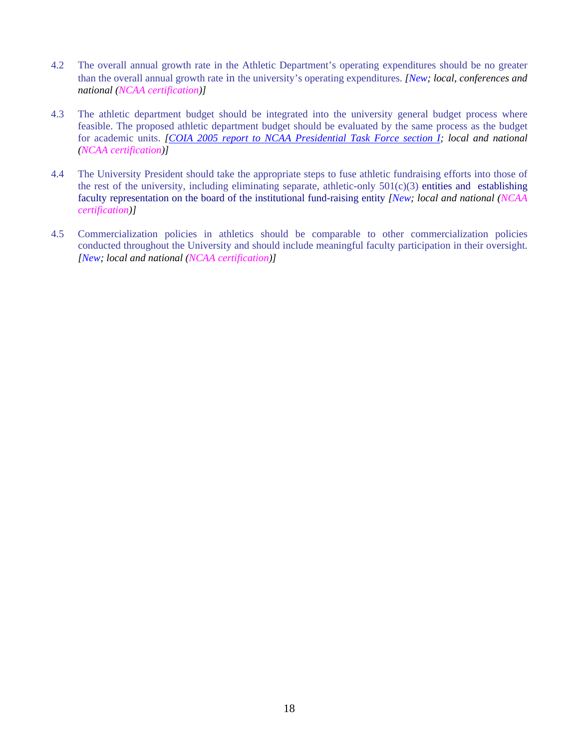4.2 The overall annual growth rate in the Athletic Department's operating expenditures should be no greater than the overall annual growth rate in the university's operating expenditures. *[New; local, conferences and national (NCAA certification)]*

4.3 The athletic department budget should be integrated into the university general budget process where feasible. The proposed athletic department budget should be evaluated by the same process as the budget for academic units. *[COIA 2005 report to NCAA Presidential Task Force section I; local and national (NCAA certification)]*

4.4 The University President should take the appropriate steps to fuse athletic fundraising efforts into those of the rest of the university, including eliminating separate, athletic-only 501(c)(3) entities and establishing faculty representation on the board of the institutional fund-raising entity *[New; local and national (NCAA certification)]*

4.5 Commercialization policies in athletics should be comparable to other commercialization policies conducted throughout the University and should include meaningful faculty participation in their oversight. *[New; local and national (NCAA certification)]*